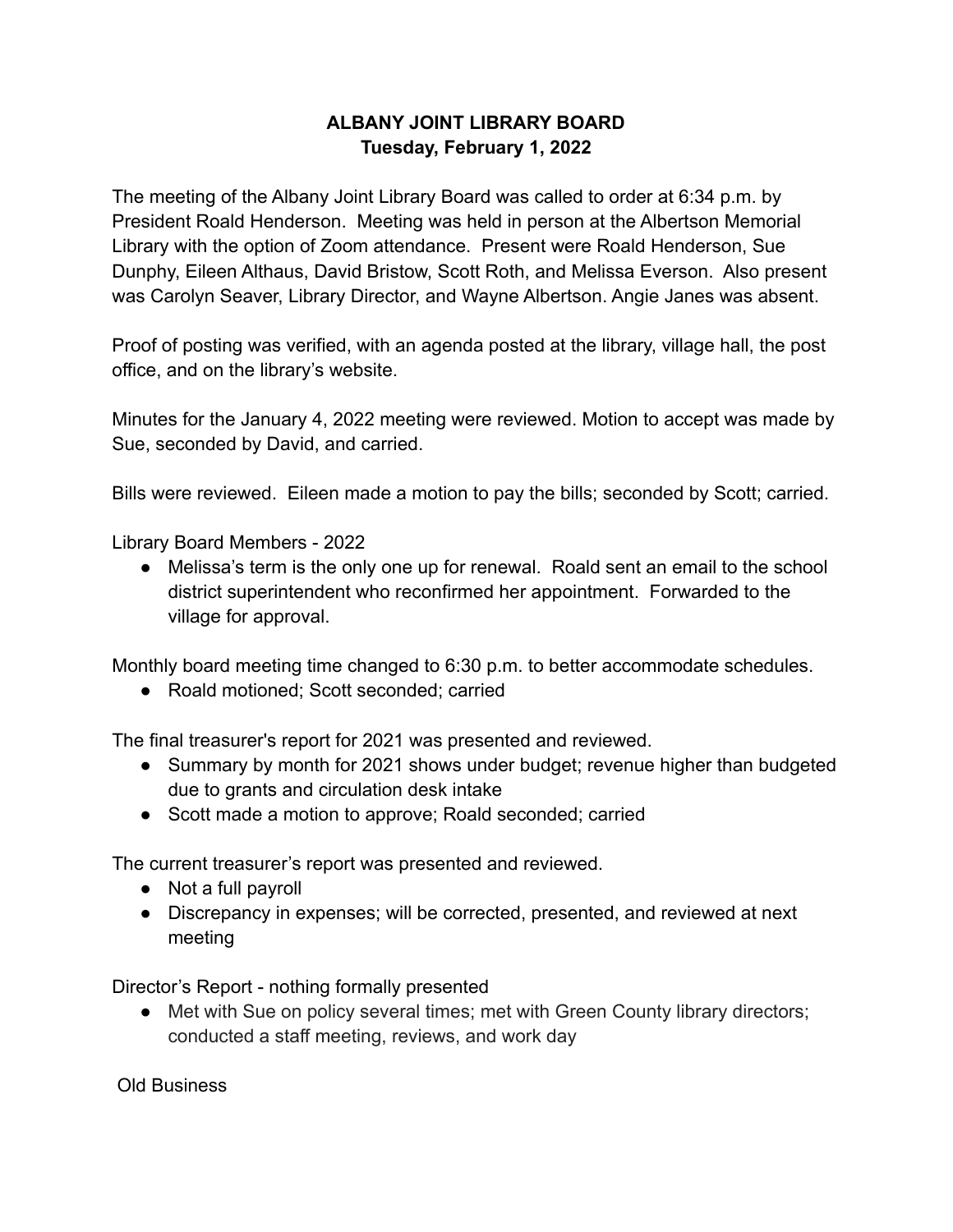# ALBANY JOINT LIBRARY BOARD
## Tuesday, February 1, 2022

The meeting of the Albany Joint Library Board was called to order at 6:34 p.m. by President Roald Henderson. Meeting was held in person at the Albertson Memorial Library with the option of Zoom attendance. Present were Roald Henderson, Sue Dunphy, Eileen Althaus, David Bristow, Scott Roth, and Melissa Everson. Also present was Carolyn Seaver, Library Director, and Wayne Albertson. Angie Janes was absent.

Proof of posting was verified, with an agenda posted at the library, village hall, the post office, and on the library's website.

Minutes for the January 4, 2022 meeting were reviewed. Motion to accept was made by Sue, seconded by David, and carried.

Bills were reviewed. Eileen made a motion to pay the bills; seconded by Scott; carried.

Library Board Members - 2022

- Melissa's term is the only one up for renewal. Roald sent an email to the school district superintendent who reconfirmed her appointment. Forwarded to the village for approval.

Monthly board meeting time changed to 6:30 p.m. to better accommodate schedules.

- Roald motioned; Scott seconded; carried

The final treasurer's report for 2021 was presented and reviewed.

- Summary by month for 2021 shows under budget; revenue higher than budgeted due to grants and circulation desk intake
- Scott made a motion to approve; Roald seconded; carried

The current treasurer's report was presented and reviewed.

- Not a full payroll
- Discrepancy in expenses; will be corrected, presented, and reviewed at next meeting

Director's Report - nothing formally presented

- Met with Sue on policy several times; met with Green County library directors; conducted a staff meeting, reviews, and work day

Old Business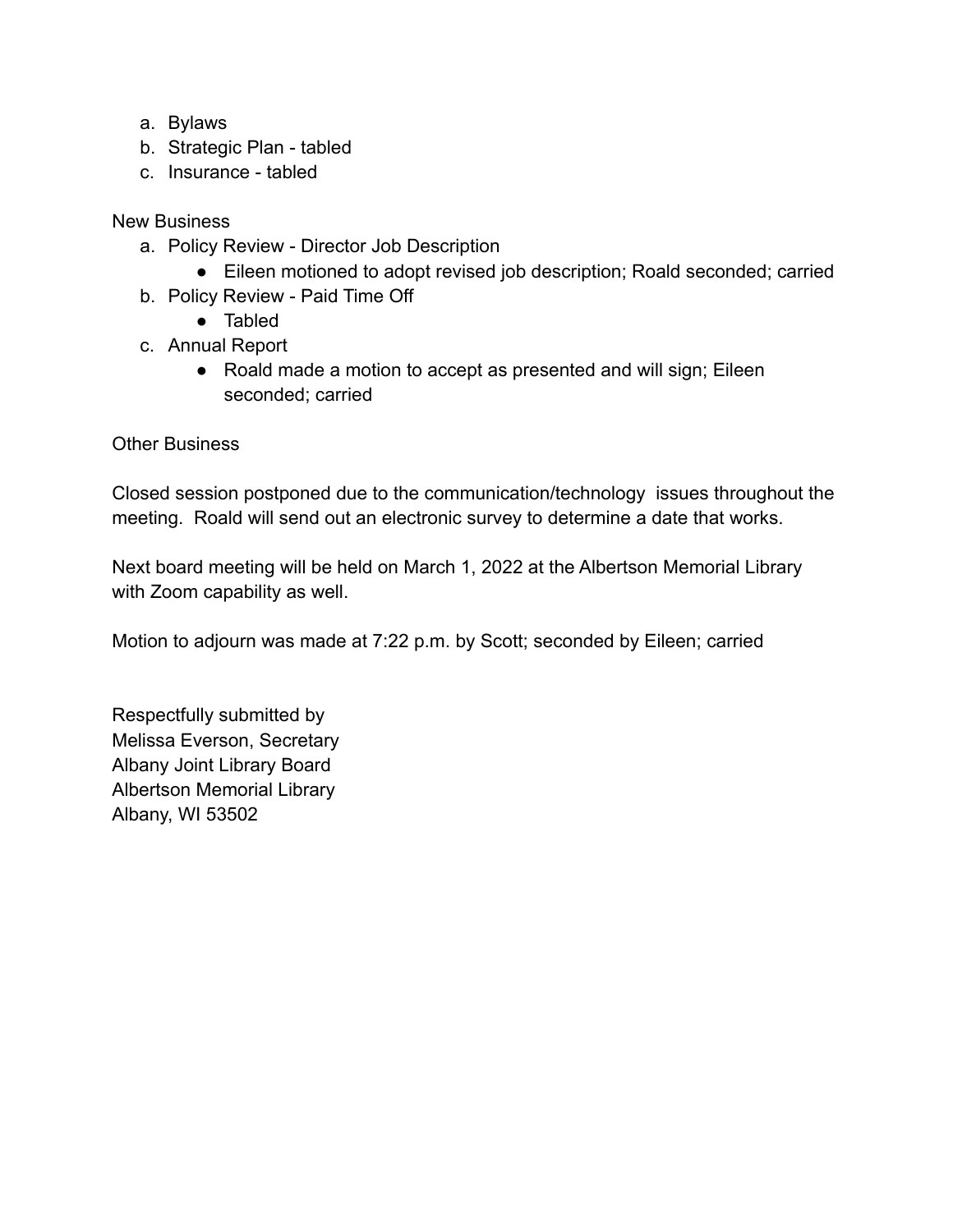a. Bylaws
b. Strategic Plan - tabled
c. Insurance - tabled

New Business

a. Policy Review - Director Job Description
   - Eileen motioned to adopt revised job description; Roald seconded; carried
b. Policy Review - Paid Time Off
   - Tabled
c. Annual Report
   - Roald made a motion to accept as presented and will sign; Eileen seconded; carried

Other Business

Closed session postponed due to the communication/technology issues throughout the meeting. Roald will send out an electronic survey to determine a date that works.

Next board meeting will be held on March 1, 2022 at the Albertson Memorial Library with Zoom capability as well.

Motion to adjourn was made at 7:22 p.m. by Scott; seconded by Eileen; carried

Respectfully submitted by
Melissa Everson, Secretary
Albany Joint Library Board
Albertson Memorial Library
Albany, WI 53502